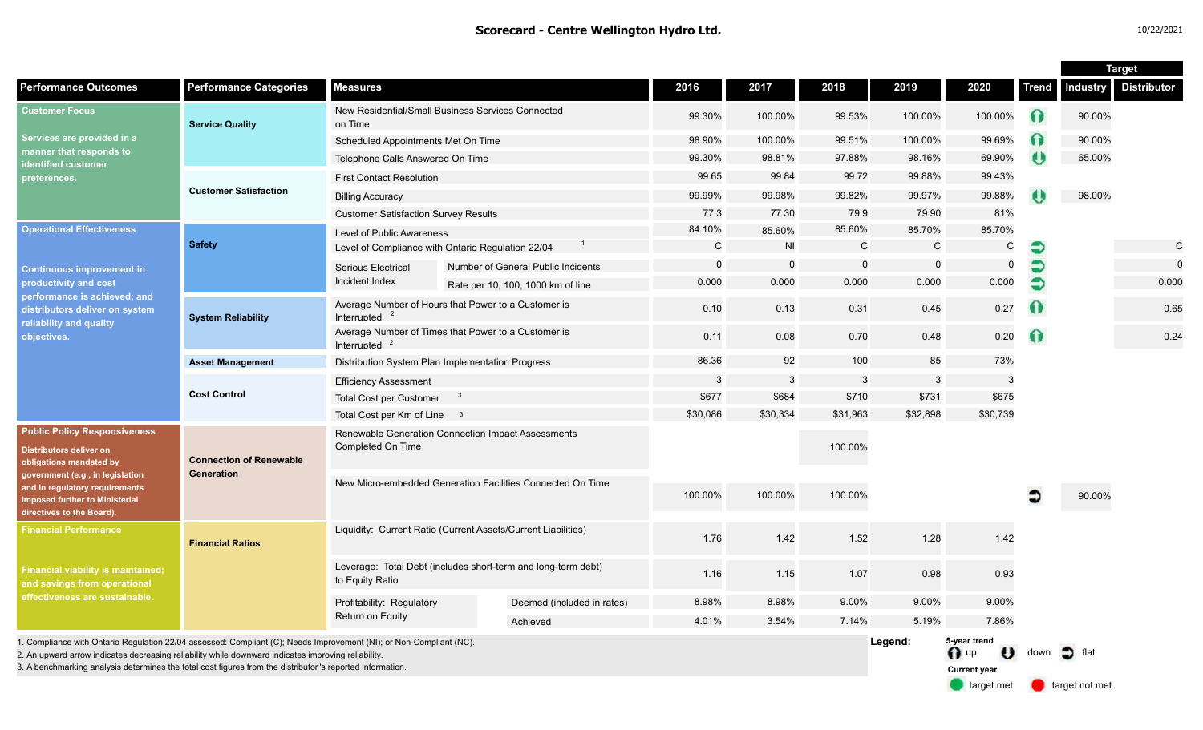# Scorecard - Centre Wellington Hydro Ltd.

10/22/2021

| Performance Outcomes | Performance Categories | Measures | | 2016 | 2017 | 2018 | 2019 | 2020 | Trend | Target: Industry | Target: Distributor |
|---|---|---|---|---|---|---|---|---|---|---|---|
| **Customer Focus** Services are provided in a manner that responds to identified customer preferences. | Service Quality | New Residential/Small Business Services Connected on Time | | 99.30% | 100.00% | 99.53% | 100.00% | 100.00% | up | 90.00% | |
| | | Scheduled Appointments Met On Time | | 98.90% | 100.00% | 99.51% | 100.00% | 99.69% | up | 90.00% | |
| | | Telephone Calls Answered On Time | | 99.30% | 98.81% | 97.88% | 98.16% | 69.90% | down | 65.00% | |
| | Customer Satisfaction | First Contact Resolution | | 99.65 | 99.84 | 99.72 | 99.88% | 99.43% | | | |
| | | Billing Accuracy | | 99.99% | 99.98% | 99.82% | 99.97% | 99.88% | down | 98.00% | |
| | | Customer Satisfaction Survey Results | | 77.3 | 77.30 | 79.9 | 79.90 | 81% | | | |
| **Operational Effectiveness** Continuous improvement in productivity and cost performance is achieved; and distributors deliver on system reliability and quality objectives. | Safety | Level of Public Awareness | | 84.10% | 85.60% | 85.60% | 85.70% | 85.70% | | | |
| | | Level of Compliance with Ontario Regulation 22/04 [1] | | C | NI | C | C | C | flat | | C |
| | | Serious Electrical Incident Index | Number of General Public Incidents | 0 | 0 | 0 | 0 | 0 | flat | | 0 |
| | | | Rate per 10, 100, 1000 km of line | 0.000 | 0.000 | 0.000 | 0.000 | 0.000 | flat | | 0.000 |
| | System Reliability | Average Number of Hours that Power to a Customer is Interrupted [2] | | 0.10 | 0.13 | 0.31 | 0.45 | 0.27 | up | | 0.65 |
| | | Average Number of Times that Power to a Customer is Interrupted [2] | | 0.11 | 0.08 | 0.70 | 0.48 | 0.20 | up | | 0.24 |
| | Asset Management | Distribution System Plan Implementation Progress | | 86.36 | 92 | 100 | 85 | 73% | | | |
| | Cost Control | Efficiency Assessment | | 3 | 3 | 3 | 3 | 3 | | | |
| | | Total Cost per Customer [3] | | $677 | $684 | $710 | $731 | $675 | | | |
| | | Total Cost per Km of Line [3] | | $30,086 | $30,334 | $31,963 | $32,898 | $30,739 | | | |
| **Public Policy Responsiveness** Distributors deliver on obligations mandated by government (e.g., in legislation and in regulatory requirements imposed further to Ministerial directives to the Board). | Connection of Renewable Generation | Renewable Generation Connection Impact Assessments Completed On Time | | | | 100.00% | | | | | |
| | | New Micro-embedded Generation Facilities Connected On Time | | 100.00% | 100.00% | 100.00% | | | flat | 90.00% | |
| **Financial Performance** Financial viability is maintained; and savings from operational effectiveness are sustainable. | Financial Ratios | Liquidity: Current Ratio (Current Assets/Current Liabilities) | | 1.76 | 1.42 | 1.52 | 1.28 | 1.42 | | | |
| | | Leverage: Total Debt (includes short-term and long-term debt) to Equity Ratio | | 1.16 | 1.15 | 1.07 | 0.98 | 0.93 | | | |
| | | Profitability: Regulatory Return on Equity | Deemed (included in rates) | 8.98% | 8.98% | 9.00% | 9.00% | 9.00% | | | |
| | | | Achieved | 4.01% | 3.54% | 7.14% | 5.19% | 7.86% | | | |

1. Compliance with Ontario Regulation 22/04 assessed: Compliant (C); Needs Improvement (NI); or Non-Compliant (NC).
2. An upward arrow indicates decreasing reliability while downward indicates improving reliability.
3. A benchmarking analysis determines the total cost figures from the distributor's reported information.

**Legend:**
5-year trend: up, down, flat
Current year: target met, target not met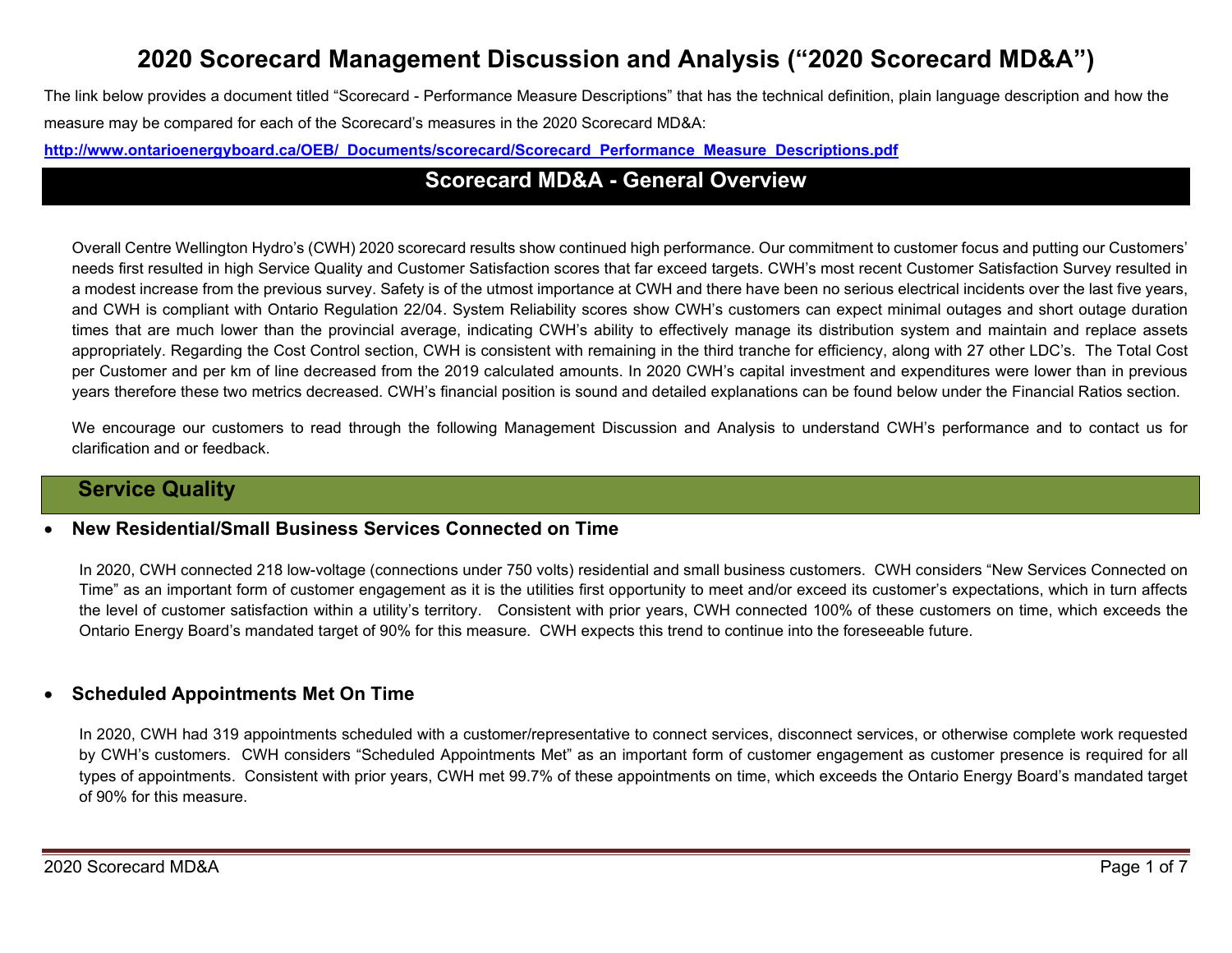# 2020 Scorecard Management Discussion and Analysis ("2020 Scorecard MD&A")

The link below provides a document titled "Scorecard - Performance Measure Descriptions" that has the technical definition, plain language description and how the measure may be compared for each of the Scorecard's measures in the 2020 Scorecard MD&A:

**http://www.ontarioenergyboard.ca/OEB/_Documents/scorecard/Scorecard_Performance_Measure_Descriptions.pdf**

## Scorecard MD&A - General Overview

Overall Centre Wellington Hydro's (CWH) 2020 scorecard results show continued high performance. Our commitment to customer focus and putting our Customers' needs first resulted in high Service Quality and Customer Satisfaction scores that far exceed targets. CWH's most recent Customer Satisfaction Survey resulted in a modest increase from the previous survey. Safety is of the utmost importance at CWH and there have been no serious electrical incidents over the last five years, and CWH is compliant with Ontario Regulation 22/04. System Reliability scores show CWH's customers can expect minimal outages and short outage duration times that are much lower than the provincial average, indicating CWH's ability to effectively manage its distribution system and maintain and replace assets appropriately. Regarding the Cost Control section, CWH is consistent with remaining in the third tranche for efficiency, along with 27 other LDC's. The Total Cost per Customer and per km of line decreased from the 2019 calculated amounts. In 2020 CWH's capital investment and expenditures were lower than in previous years therefore these two metrics decreased. CWH's financial position is sound and detailed explanations can be found below under the Financial Ratios section.

We encourage our customers to read through the following Management Discussion and Analysis to understand CWH's performance and to contact us for clarification and or feedback.

## Service Quality

- **New Residential/Small Business Services Connected on Time**

In 2020, CWH connected 218 low-voltage (connections under 750 volts) residential and small business customers. CWH considers "New Services Connected on Time" as an important form of customer engagement as it is the utilities first opportunity to meet and/or exceed its customer's expectations, which in turn affects the level of customer satisfaction within a utility's territory. Consistent with prior years, CWH connected 100% of these customers on time, which exceeds the Ontario Energy Board's mandated target of 90% for this measure. CWH expects this trend to continue into the foreseeable future.

- **Scheduled Appointments Met On Time**

In 2020, CWH had 319 appointments scheduled with a customer/representative to connect services, disconnect services, or otherwise complete work requested by CWH's customers. CWH considers "Scheduled Appointments Met" as an important form of customer engagement as customer presence is required for all types of appointments. Consistent with prior years, CWH met 99.7% of these appointments on time, which exceeds the Ontario Energy Board's mandated target of 90% for this measure.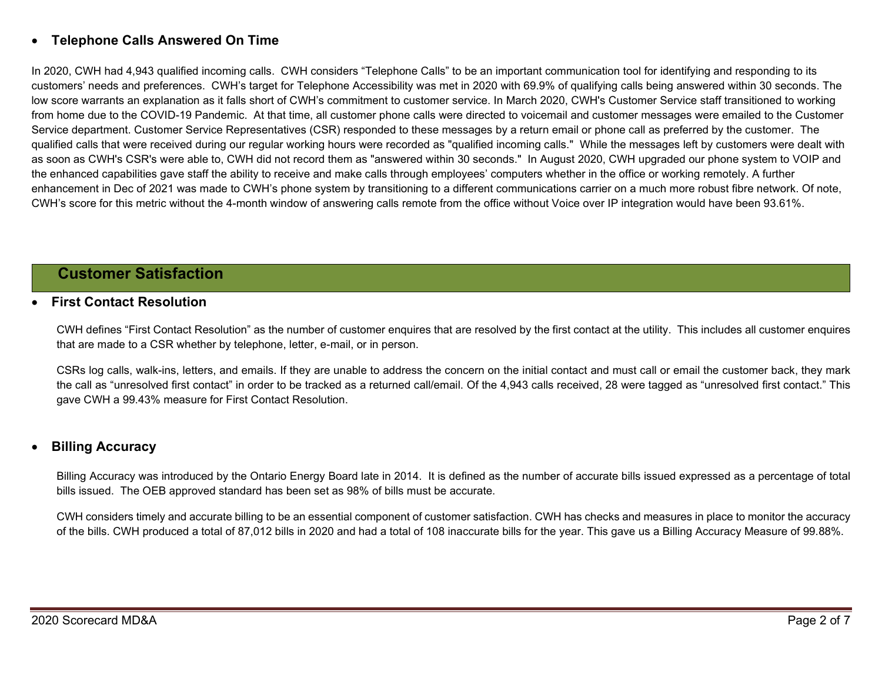- **Telephone Calls Answered On Time**

In 2020, CWH had 4,943 qualified incoming calls. CWH considers "Telephone Calls" to be an important communication tool for identifying and responding to its customers' needs and preferences. CWH's target for Telephone Accessibility was met in 2020 with 69.9% of qualifying calls being answered within 30 seconds. The low score warrants an explanation as it falls short of CWH's commitment to customer service. In March 2020, CWH's Customer Service staff transitioned to working from home due to the COVID-19 Pandemic. At that time, all customer phone calls were directed to voicemail and customer messages were emailed to the Customer Service department. Customer Service Representatives (CSR) responded to these messages by a return email or phone call as preferred by the customer. The qualified calls that were received during our regular working hours were recorded as "qualified incoming calls." While the messages left by customers were dealt with as soon as CWH's CSR's were able to, CWH did not record them as "answered within 30 seconds." In August 2020, CWH upgraded our phone system to VOIP and the enhanced capabilities gave staff the ability to receive and make calls through employees' computers whether in the office or working remotely. A further enhancement in Dec of 2021 was made to CWH's phone system by transitioning to a different communications carrier on a much more robust fibre network. Of note, CWH's score for this metric without the 4-month window of answering calls remote from the office without Voice over IP integration would have been 93.61%.

## Customer Satisfaction

- **First Contact Resolution**

CWH defines "First Contact Resolution" as the number of customer enquires that are resolved by the first contact at the utility. This includes all customer enquires that are made to a CSR whether by telephone, letter, e-mail, or in person.

CSRs log calls, walk-ins, letters, and emails. If they are unable to address the concern on the initial contact and must call or email the customer back, they mark the call as "unresolved first contact" in order to be tracked as a returned call/email. Of the 4,943 calls received, 28 were tagged as "unresolved first contact." This gave CWH a 99.43% measure for First Contact Resolution.

- **Billing Accuracy**

Billing Accuracy was introduced by the Ontario Energy Board late in 2014. It is defined as the number of accurate bills issued expressed as a percentage of total bills issued. The OEB approved standard has been set as 98% of bills must be accurate.

CWH considers timely and accurate billing to be an essential component of customer satisfaction. CWH has checks and measures in place to monitor the accuracy of the bills. CWH produced a total of 87,012 bills in 2020 and had a total of 108 inaccurate bills for the year. This gave us a Billing Accuracy Measure of 99.88%.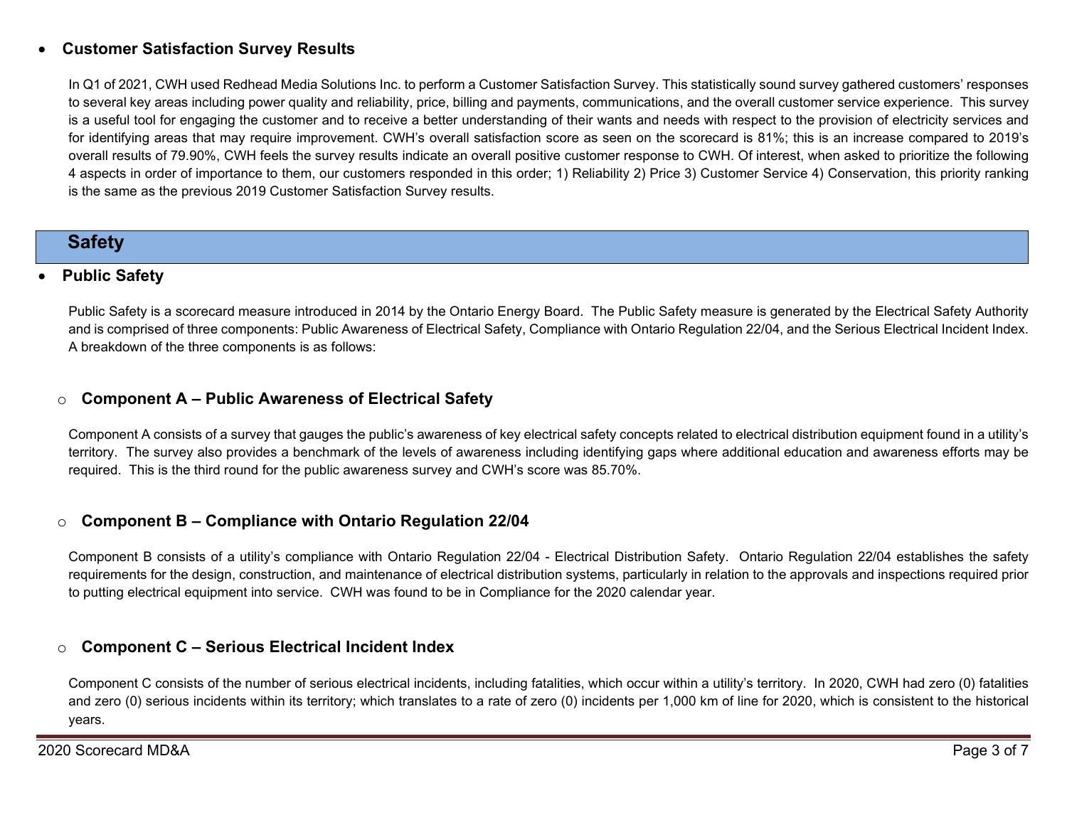- **Customer Satisfaction Survey Results**

  In Q1 of 2021, CWH used Redhead Media Solutions Inc. to perform a Customer Satisfaction Survey. This statistically sound survey gathered customers' responses to several key areas including power quality and reliability, price, billing and payments, communications, and the overall customer service experience. This survey is a useful tool for engaging the customer and to receive a better understanding of their wants and needs with respect to the provision of electricity services and for identifying areas that may require improvement. CWH's overall satisfaction score as seen on the scorecard is 81%; this is an increase compared to 2019's overall results of 79.90%, CWH feels the survey results indicate an overall positive customer response to CWH. Of interest, when asked to prioritize the following 4 aspects in order of importance to them, our customers responded in this order; 1) Reliability 2) Price 3) Customer Service 4) Conservation, this priority ranking is the same as the previous 2019 Customer Satisfaction Survey results.

## Safety

- **Public Safety**

  Public Safety is a scorecard measure introduced in 2014 by the Ontario Energy Board. The Public Safety measure is generated by the Electrical Safety Authority and is comprised of three components: Public Awareness of Electrical Safety, Compliance with Ontario Regulation 22/04, and the Serious Electrical Incident Index. A breakdown of the three components is as follows:

  - **Component A – Public Awareness of Electrical Safety**

    Component A consists of a survey that gauges the public's awareness of key electrical safety concepts related to electrical distribution equipment found in a utility's territory. The survey also provides a benchmark of the levels of awareness including identifying gaps where additional education and awareness efforts may be required. This is the third round for the public awareness survey and CWH's score was 85.70%.

  - **Component B – Compliance with Ontario Regulation 22/04**

    Component B consists of a utility's compliance with Ontario Regulation 22/04 - Electrical Distribution Safety. Ontario Regulation 22/04 establishes the safety requirements for the design, construction, and maintenance of electrical distribution systems, particularly in relation to the approvals and inspections required prior to putting electrical equipment into service. CWH was found to be in Compliance for the 2020 calendar year.

  - **Component C – Serious Electrical Incident Index**

    Component C consists of the number of serious electrical incidents, including fatalities, which occur within a utility's territory. In 2020, CWH had zero (0) fatalities and zero (0) serious incidents within its territory; which translates to a rate of zero (0) incidents per 1,000 km of line for 2020, which is consistent to the historical years.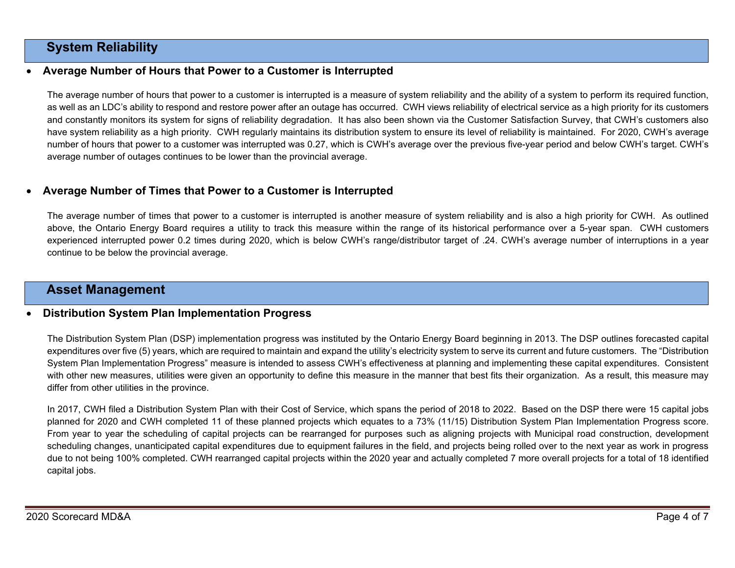## System Reliability

- **Average Number of Hours that Power to a Customer is Interrupted**

The average number of hours that power to a customer is interrupted is a measure of system reliability and the ability of a system to perform its required function, as well as an LDC's ability to respond and restore power after an outage has occurred. CWH views reliability of electrical service as a high priority for its customers and constantly monitors its system for signs of reliability degradation. It has also been shown via the Customer Satisfaction Survey, that CWH's customers also have system reliability as a high priority. CWH regularly maintains its distribution system to ensure its level of reliability is maintained. For 2020, CWH's average number of hours that power to a customer was interrupted was 0.27, which is CWH's average over the previous five-year period and below CWH's target. CWH's average number of outages continues to be lower than the provincial average.

- **Average Number of Times that Power to a Customer is Interrupted**

The average number of times that power to a customer is interrupted is another measure of system reliability and is also a high priority for CWH. As outlined above, the Ontario Energy Board requires a utility to track this measure within the range of its historical performance over a 5-year span. CWH customers experienced interrupted power 0.2 times during 2020, which is below CWH's range/distributor target of .24. CWH's average number of interruptions in a year continue to be below the provincial average.

## Asset Management

- **Distribution System Plan Implementation Progress**

The Distribution System Plan (DSP) implementation progress was instituted by the Ontario Energy Board beginning in 2013. The DSP outlines forecasted capital expenditures over five (5) years, which are required to maintain and expand the utility's electricity system to serve its current and future customers. The "Distribution System Plan Implementation Progress" measure is intended to assess CWH's effectiveness at planning and implementing these capital expenditures. Consistent with other new measures, utilities were given an opportunity to define this measure in the manner that best fits their organization. As a result, this measure may differ from other utilities in the province.

In 2017, CWH filed a Distribution System Plan with their Cost of Service, which spans the period of 2018 to 2022. Based on the DSP there were 15 capital jobs planned for 2020 and CWH completed 11 of these planned projects which equates to a 73% (11/15) Distribution System Plan Implementation Progress score. From year to year the scheduling of capital projects can be rearranged for purposes such as aligning projects with Municipal road construction, development scheduling changes, unanticipated capital expenditures due to equipment failures in the field, and projects being rolled over to the next year as work in progress due to not being 100% completed. CWH rearranged capital projects within the 2020 year and actually completed 7 more overall projects for a total of 18 identified capital jobs.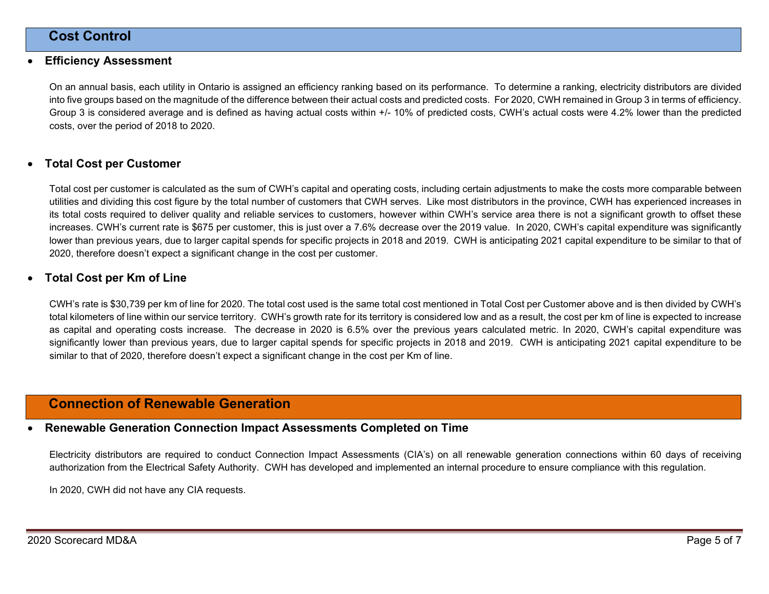## Cost Control

- **Efficiency Assessment**

On an annual basis, each utility in Ontario is assigned an efficiency ranking based on its performance. To determine a ranking, electricity distributors are divided into five groups based on the magnitude of the difference between their actual costs and predicted costs. For 2020, CWH remained in Group 3 in terms of efficiency. Group 3 is considered average and is defined as having actual costs within +/- 10% of predicted costs, CWH's actual costs were 4.2% lower than the predicted costs, over the period of 2018 to 2020.

- **Total Cost per Customer**

Total cost per customer is calculated as the sum of CWH's capital and operating costs, including certain adjustments to make the costs more comparable between utilities and dividing this cost figure by the total number of customers that CWH serves. Like most distributors in the province, CWH has experienced increases in its total costs required to deliver quality and reliable services to customers, however within CWH's service area there is not a significant growth to offset these increases. CWH's current rate is $675 per customer, this is just over a 7.6% decrease over the 2019 value. In 2020, CWH's capital expenditure was significantly lower than previous years, due to larger capital spends for specific projects in 2018 and 2019. CWH is anticipating 2021 capital expenditure to be similar to that of 2020, therefore doesn't expect a significant change in the cost per customer.

- **Total Cost per Km of Line**

CWH's rate is $30,739 per km of line for 2020. The total cost used is the same total cost mentioned in Total Cost per Customer above and is then divided by CWH's total kilometers of line within our service territory. CWH's growth rate for its territory is considered low and as a result, the cost per km of line is expected to increase as capital and operating costs increase. The decrease in 2020 is 6.5% over the previous years calculated metric. In 2020, CWH's capital expenditure was significantly lower than previous years, due to larger capital spends for specific projects in 2018 and 2019. CWH is anticipating 2021 capital expenditure to be similar to that of 2020, therefore doesn't expect a significant change in the cost per Km of line.

## Connection of Renewable Generation

- **Renewable Generation Connection Impact Assessments Completed on Time**

Electricity distributors are required to conduct Connection Impact Assessments (CIA's) on all renewable generation connections within 60 days of receiving authorization from the Electrical Safety Authority. CWH has developed and implemented an internal procedure to ensure compliance with this regulation.

In 2020, CWH did not have any CIA requests.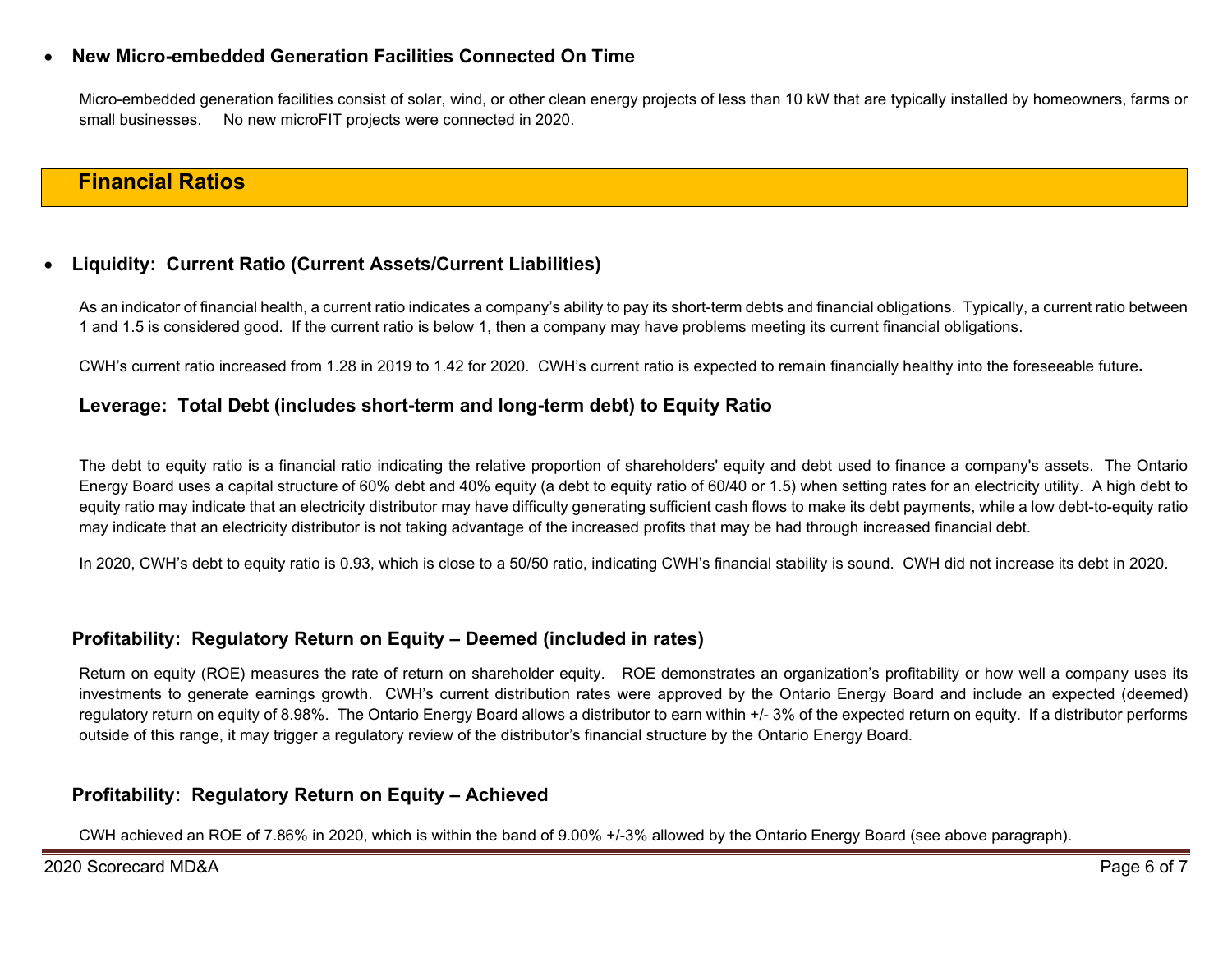- **New Micro-embedded Generation Facilities Connected On Time**

  Micro-embedded generation facilities consist of solar, wind, or other clean energy projects of less than 10 kW that are typically installed by homeowners, farms or small businesses. No new microFIT projects were connected in 2020.

## Financial Ratios

- **Liquidity: Current Ratio (Current Assets/Current Liabilities)**

  As an indicator of financial health, a current ratio indicates a company's ability to pay its short-term debts and financial obligations. Typically, a current ratio between 1 and 1.5 is considered good. If the current ratio is below 1, then a company may have problems meeting its current financial obligations.

  CWH's current ratio increased from 1.28 in 2019 to 1.42 for 2020. CWH's current ratio is expected to remain financially healthy into the foreseeable future**.**

### Leverage: Total Debt (includes short-term and long-term debt) to Equity Ratio

The debt to equity ratio is a financial ratio indicating the relative proportion of shareholders' equity and debt used to finance a company's assets. The Ontario Energy Board uses a capital structure of 60% debt and 40% equity (a debt to equity ratio of 60/40 or 1.5) when setting rates for an electricity utility. A high debt to equity ratio may indicate that an electricity distributor may have difficulty generating sufficient cash flows to make its debt payments, while a low debt-to-equity ratio may indicate that an electricity distributor is not taking advantage of the increased profits that may be had through increased financial debt.

In 2020, CWH's debt to equity ratio is 0.93, which is close to a 50/50 ratio, indicating CWH's financial stability is sound. CWH did not increase its debt in 2020.

### Profitability: Regulatory Return on Equity – Deemed (included in rates)

Return on equity (ROE) measures the rate of return on shareholder equity. ROE demonstrates an organization's profitability or how well a company uses its investments to generate earnings growth. CWH's current distribution rates were approved by the Ontario Energy Board and include an expected (deemed) regulatory return on equity of 8.98%. The Ontario Energy Board allows a distributor to earn within +/- 3% of the expected return on equity. If a distributor performs outside of this range, it may trigger a regulatory review of the distributor's financial structure by the Ontario Energy Board.

### Profitability: Regulatory Return on Equity – Achieved

CWH achieved an ROE of 7.86% in 2020, which is within the band of 9.00% +/-3% allowed by the Ontario Energy Board (see above paragraph).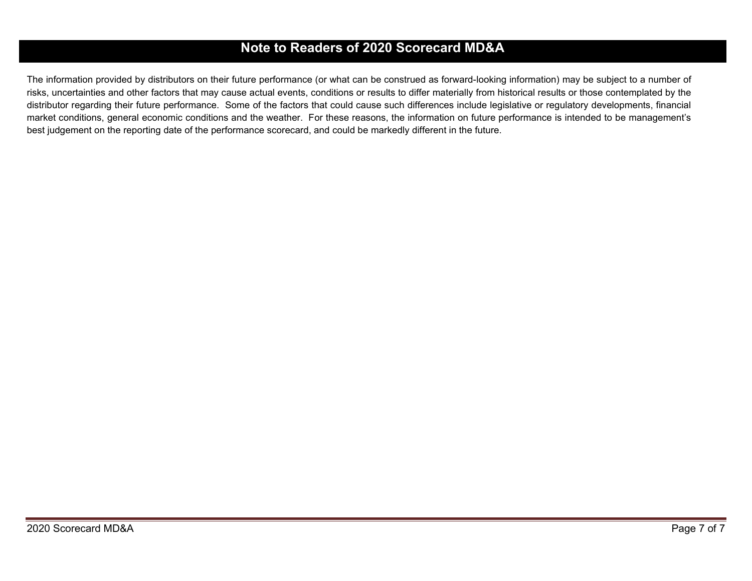# Note to Readers of 2020 Scorecard MD&A

The information provided by distributors on their future performance (or what can be construed as forward-looking information) may be subject to a number of risks, uncertainties and other factors that may cause actual events, conditions or results to differ materially from historical results or those contemplated by the distributor regarding their future performance. Some of the factors that could cause such differences include legislative or regulatory developments, financial market conditions, general economic conditions and the weather. For these reasons, the information on future performance is intended to be management's best judgement on the reporting date of the performance scorecard, and could be markedly different in the future.